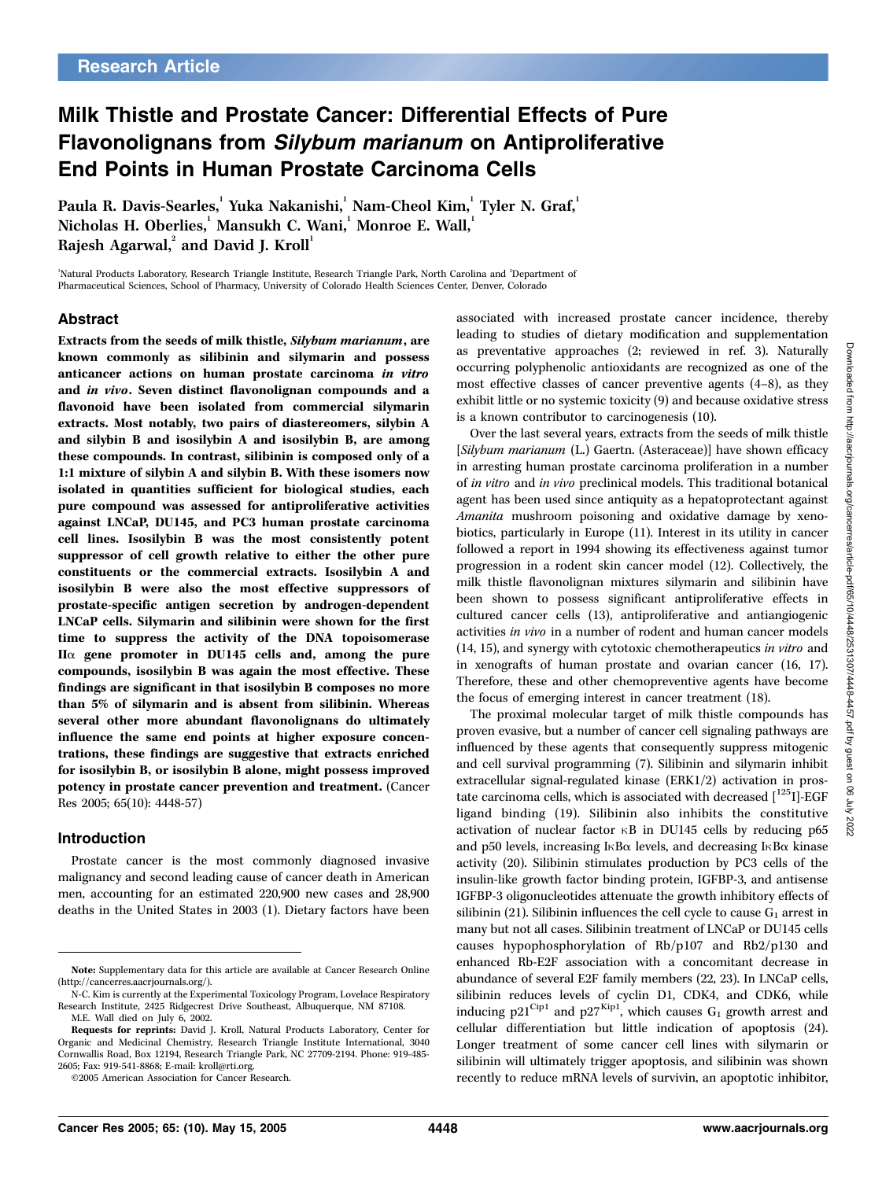Research Article

# Milk Thistle and Prostate Cancer: Differential Effects of Pure Flavonolignans from *Silybum marianum* on Antiproliferative End Points in Human Prostate Carcinoma Cells

Paula R. Davis-Searles,[1] Yuka Nakanishi,[1] Nam-Cheol Kim,[1] Tyler N. Graf,[1] Nicholas H. Oberlies,[1] Mansukh C. Wani,[1] Monroe E. Wall,[1] Rajesh Agarwal,[2] and David J. Kroll[1]

[1]Natural Products Laboratory, Research Triangle Institute, Research Triangle Park, North Carolina and [2]Department of Pharmaceutical Sciences, School of Pharmacy, University of Colorado Health Sciences Center, Denver, Colorado

## Abstract

**Extracts from the seeds of milk thistle, *Silybum marianum*, are known commonly as silibinin and silymarin and possess anticancer actions on human prostate carcinoma *in vitro* and *in vivo*. Seven distinct flavonolignan compounds and a flavonoid have been isolated from commercial silymarin extracts. Most notably, two pairs of diastereomers, silybin A and silybin B and isosilybin A and isosilybin B, are among these compounds. In contrast, silibinin is composed only of a 1:1 mixture of silybin A and silybin B. With these isomers now isolated in quantities sufficient for biological studies, each pure compound was assessed for antiproliferative activities against LNCaP, DU145, and PC3 human prostate carcinoma cell lines. Isosilybin B was the most consistently potent suppressor of cell growth relative to either the other pure constituents or the commercial extracts. Isosilybin A and isosilybin B were also the most effective suppressors of prostate-specific antigen secretion by androgen-dependent LNCaP cells. Silymarin and silibinin were shown for the first time to suppress the activity of the DNA topoisomerase IIα gene promoter in DU145 cells and, among the pure compounds, isosilybin B was again the most effective. These findings are significant in that isosilybin B composes no more than 5% of silymarin and is absent from silibinin. Whereas several other more abundant flavonolignans do ultimately influence the same end points at higher exposure concentrations, these findings are suggestive that extracts enriched for isosilybin B, or isosilybin B alone, might possess improved potency in prostate cancer prevention and treatment.** (Cancer Res 2005; 65(10): 4448-57)

## Introduction

Prostate cancer is the most commonly diagnosed invasive malignancy and second leading cause of cancer death in American men, accounting for an estimated 220,900 new cases and 28,900 deaths in the United States in 2003 (1). Dietary factors have been associated with increased prostate cancer incidence, thereby leading to studies of dietary modification and supplementation as preventative approaches (2; reviewed in ref. 3). Naturally occurring polyphenolic antioxidants are recognized as one of the most effective classes of cancer preventive agents (4–8), as they exhibit little or no systemic toxicity (9) and because oxidative stress is a known contributor to carcinogenesis (10).

Over the last several years, extracts from the seeds of milk thistle [*Silybum marianum* (L.) Gaertn. (Asteraceae)] have shown efficacy in arresting human prostate carcinoma proliferation in a number of *in vitro* and *in vivo* preclinical models. This traditional botanical agent has been used since antiquity as a hepatoprotectant against *Amanita* mushroom poisoning and oxidative damage by xenobiotics, particularly in Europe (11). Interest in its utility in cancer followed a report in 1994 showing its effectiveness against tumor progression in a rodent skin cancer model (12). Collectively, the milk thistle flavonolignan mixtures silymarin and silibinin have been shown to possess significant antiproliferative effects in cultured cancer cells (13), antiproliferative and antiangiogenic activities *in vivo* in a number of rodent and human cancer models (14, 15), and synergy with cytotoxic chemotherapeutics *in vitro* and in xenografts of human prostate and ovarian cancer (16, 17). Therefore, these and other chemopreventive agents have become the focus of emerging interest in cancer treatment (18).

The proximal molecular target of milk thistle compounds has proven evasive, but a number of cancer cell signaling pathways are influenced by these agents that consequently suppress mitogenic and cell survival programming (7). Silibinin and silymarin inhibit extracellular signal-regulated kinase (ERK1/2) activation in prostate carcinoma cells, which is associated with decreased [$^{125}$I]-EGF ligand binding (19). Silibinin also inhibits the constitutive activation of nuclear factor κB in DU145 cells by reducing p65 and p50 levels, increasing IκBα levels, and decreasing IκBα kinase activity (20). Silibinin stimulates production by PC3 cells of the insulin-like growth factor binding protein, IGFBP-3, and antisense IGFBP-3 oligonucleotides attenuate the growth inhibitory effects of silibinin (21). Silibinin influences the cell cycle to cause $G_1$ arrest in many but not all cases. Silibinin treatment of LNCaP or DU145 cells causes hypophosphorylation of Rb/p107 and Rb2/p130 and enhanced Rb-E2F association with a concomitant decrease in abundance of several E2F family members (22, 23). In LNCaP cells, silibinin reduces levels of cyclin D1, CDK4, and CDK6, while inducing $p21^{Cip1}$ and $p27^{Kip1}$, which causes $G_1$ growth arrest and cellular differentiation but little indication of apoptosis (24). Longer treatment of some cancer cell lines with silymarin or silibinin will ultimately trigger apoptosis, and silibinin was shown recently to reduce mRNA levels of survivin, an apoptotic inhibitor,

**Note:** Supplementary data for this article are available at Cancer Research Online (http://cancerres.aacrjournals.org/).

N-C. Kim is currently at the Experimental Toxicology Program, Lovelace Respiratory Research Institute, 2425 Ridgecrest Drive Southeast, Albuquerque, NM 87108.

M.E. Wall died on July 6, 2002.

**Requests for reprints:** David J. Kroll, Natural Products Laboratory, Center for Organic and Medicinal Chemistry, Research Triangle Institute International, 3040 Cornwallis Road, Box 12194, Research Triangle Park, NC 27709-2194. Phone: 919-485-2605; Fax: 919-541-8868; E-mail: kroll@rti.org.

©2005 American Association for Cancer Research.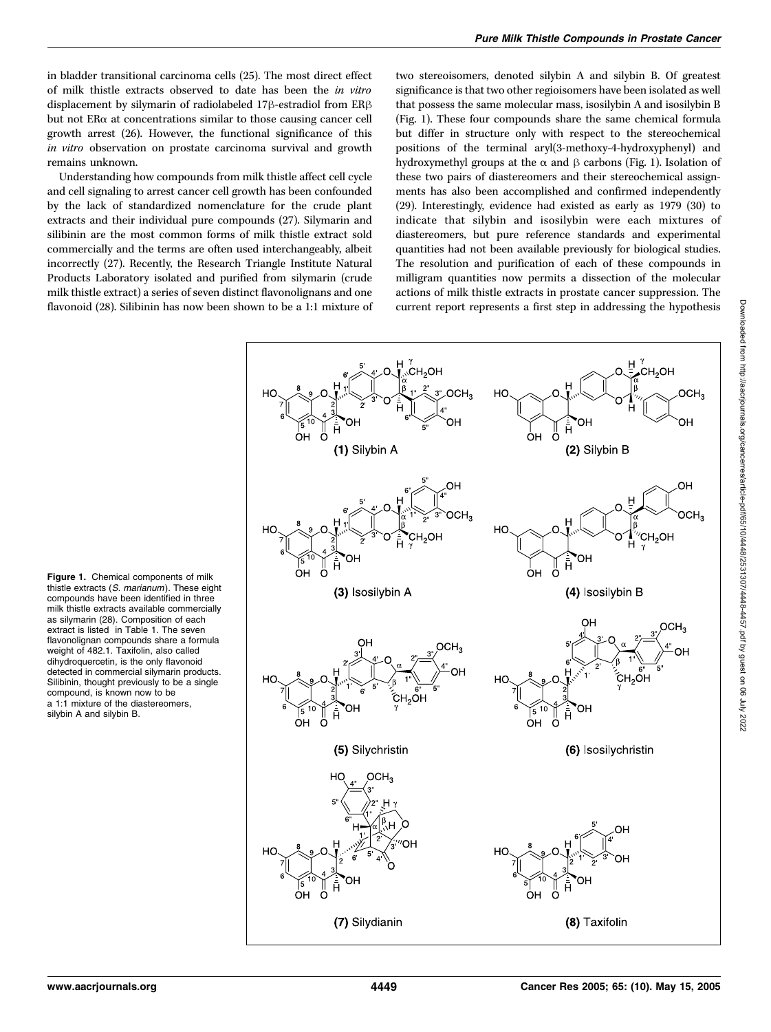in bladder transitional carcinoma cells (25). The most direct effect of milk thistle extracts observed to date has been the *in vitro* displacement by silymarin of radiolabeled 17β-estradiol from ERβ but not ERα at concentrations similar to those causing cancer cell growth arrest (26). However, the functional significance of this *in vitro* observation on prostate carcinoma survival and growth remains unknown.

Understanding how compounds from milk thistle affect cell cycle and cell signaling to arrest cancer cell growth has been confounded by the lack of standardized nomenclature for the crude plant extracts and their individual pure compounds (27). Silymarin and silibinin are the most common forms of milk thistle extract sold commercially and the terms are often used interchangeably, albeit incorrectly (27). Recently, the Research Triangle Institute Natural Products Laboratory isolated and purified from silymarin (crude milk thistle extract) a series of seven distinct flavonolignans and one flavonoid (28). Silibinin has now been shown to be a 1:1 mixture of two stereoisomers, denoted silybin A and silybin B. Of greatest significance is that two other regioisomers have been isolated as well that possess the same molecular mass, isosilybin A and isosilybin B (Fig. 1). These four compounds share the same chemical formula but differ in structure only with respect to the stereochemical positions of the terminal aryl(3-methoxy-4-hydroxyphenyl) and hydroxymethyl groups at the α and β carbons (Fig. 1). Isolation of these two pairs of diastereomers and their stereochemical assignments has also been accomplished and confirmed independently (29). Interestingly, evidence had existed as early as 1979 (30) to indicate that silybin and isosilybin were each mixtures of diastereomers, but pure reference standards and experimental quantities had not been available previously for biological studies. The resolution and purification of each of these compounds in milligram quantities now permits a dissection of the molecular actions of milk thistle extracts in prostate cancer suppression. The current report represents a first step in addressing the hypothesis

**Figure 1.** Chemical components of milk thistle extracts (*S. marianum*). These eight compounds have been identified in three milk thistle extracts available commercially as silymarin (28). Composition of each extract is listed in Table 1. The seven flavonolignan compounds share a formula weight of 482.1. Taxifolin, also called dihydroquercetin, is the only flavonoid detected in commercial silymarin products. Silibinin, thought previously to be a single compound, is known now to be a 1:1 mixture of the diastereomers, silybin A and silybin B.

(1) Silybin A; (2) Silybin B; (3) Isosilybin A; (4) Isosilybin B; (5) Silychristin; (6) Isosilychristin; (7) Silydianin; (8) Taxifolin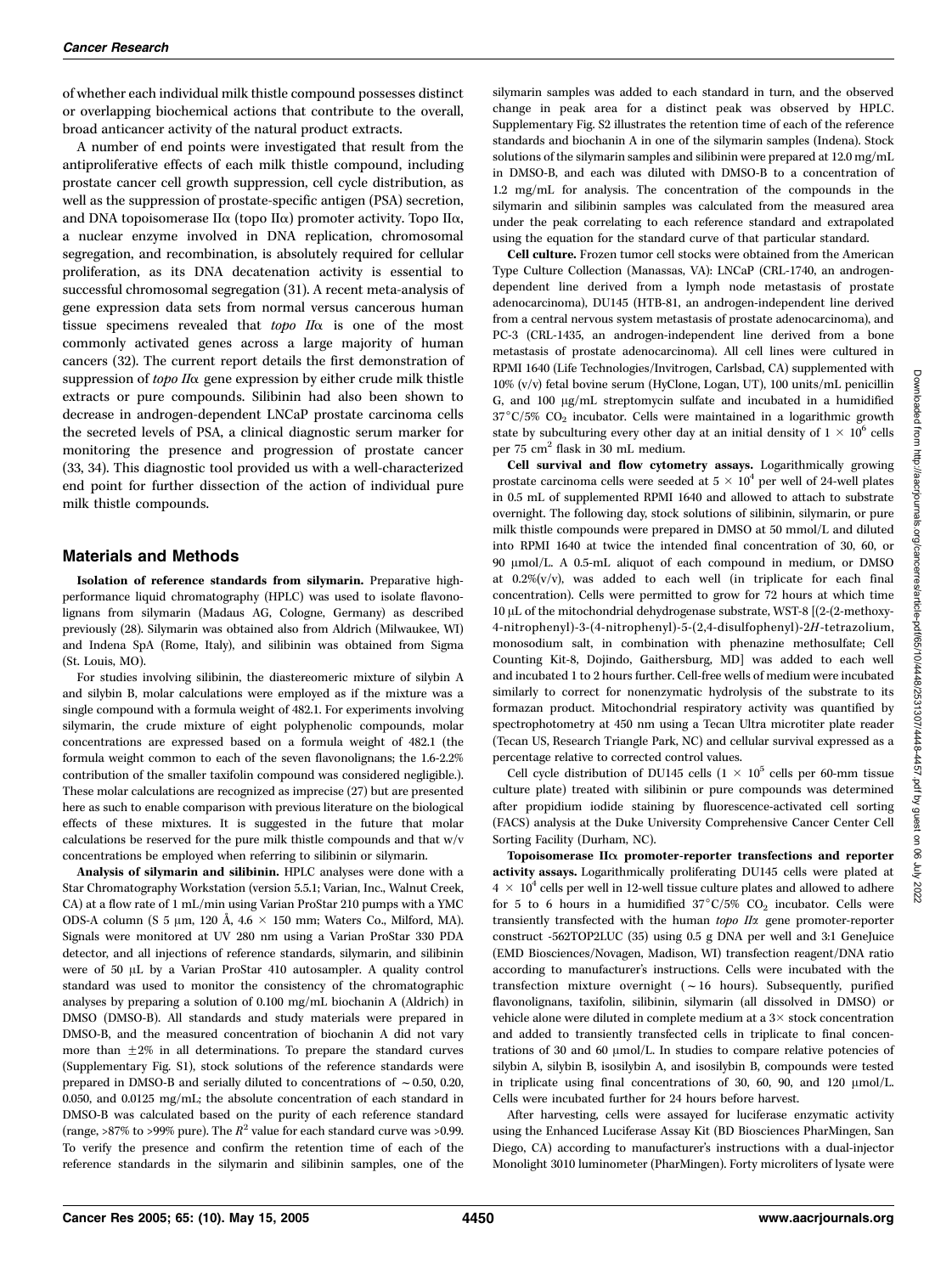of whether each individual milk thistle compound possesses distinct or overlapping biochemical actions that contribute to the overall, broad anticancer activity of the natural product extracts.

A number of end points were investigated that result from the antiproliferative effects of each milk thistle compound, including prostate cancer cell growth suppression, cell cycle distribution, as well as the suppression of prostate-specific antigen (PSA) secretion, and DNA topoisomerase IIα (topo IIα) promoter activity. Topo IIα, a nuclear enzyme involved in DNA replication, chromosomal segregation, and recombination, is absolutely required for cellular proliferation, as its DNA decatenation activity is essential to successful chromosomal segregation (31). A recent meta-analysis of gene expression data sets from normal versus cancerous human tissue specimens revealed that *topo IIα* is one of the most commonly activated genes across a large majority of human cancers (32). The current report details the first demonstration of suppression of *topo IIα* gene expression by either crude milk thistle extracts or pure compounds. Silibinin had also been shown to decrease in androgen-dependent LNCaP prostate carcinoma cells the secreted levels of PSA, a clinical diagnostic serum marker for monitoring the presence and progression of prostate cancer (33, 34). This diagnostic tool provided us with a well-characterized end point for further dissection of the action of individual pure milk thistle compounds.

## Materials and Methods

**Isolation of reference standards from silymarin.** Preparative high-performance liquid chromatography (HPLC) was used to isolate flavonolignans from silymarin (Madaus AG, Cologne, Germany) as described previously (28). Silymarin was obtained also from Aldrich (Milwaukee, WI) and Indena SpA (Rome, Italy), and silibinin was obtained from Sigma (St. Louis, MO).

For studies involving silibinin, the diastereomeric mixture of silybin A and silybin B, molar calculations were employed as if the mixture was a single compound with a formula weight of 482.1. For experiments involving silymarin, the crude mixture of eight polyphenolic compounds, molar concentrations are expressed based on a formula weight of 482.1 (the formula weight common to each of the seven flavonolignans; the 1.6-2.2% contribution of the smaller taxifolin compound was considered negligible.). These molar calculations are recognized as imprecise (27) but are presented here as such to enable comparison with previous literature on the biological effects of these mixtures. It is suggested in the future that molar calculations be reserved for the pure milk thistle compounds and that w/v concentrations be employed when referring to silibinin or silymarin.

**Analysis of silymarin and silibinin.** HPLC analyses were done with a Star Chromatography Workstation (version 5.5.1; Varian, Inc., Walnut Creek, CA) at a flow rate of 1 mL/min using Varian ProStar 210 pumps with a YMC ODS-A column (S 5 μm, 120 Å, 4.6 × 150 mm; Waters Co., Milford, MA). Signals were monitored at UV 280 nm using a Varian ProStar 330 PDA detector, and all injections of reference standards, silymarin, and silibinin were of 50 μL by a Varian ProStar 410 autosampler. A quality control standard was used to monitor the consistency of the chromatographic analyses by preparing a solution of 0.100 mg/mL biochanin A (Aldrich) in DMSO (DMSO-B). All standards and study materials were prepared in DMSO-B, and the measured concentration of biochanin A did not vary more than ±2% in all determinations. To prepare the standard curves (Supplementary Fig. S1), stock solutions of the reference standards were prepared in DMSO-B and serially diluted to concentrations of ~0.50, 0.20, 0.050, and 0.0125 mg/mL; the absolute concentration of each standard in DMSO-B was calculated based on the purity of each reference standard (range, >87% to >99% pure). The $R^2$ value for each standard curve was >0.99. To verify the presence and confirm the retention time of each of the reference standards in the silymarin and silibinin samples, one of the silymarin samples was added to each standard in turn, and the observed change in peak area for a distinct peak was observed by HPLC. Supplementary Fig. S2 illustrates the retention time of each of the reference standards and biochanin A in one of the silymarin samples (Indena). Stock solutions of the silymarin samples and silibinin were prepared at 12.0 mg/mL in DMSO-B, and each was diluted with DMSO-B to a concentration of 1.2 mg/mL for analysis. The concentration of the compounds in the silymarin and silibinin samples was calculated from the measured area under the peak correlating to each reference standard and extrapolated using the equation for the standard curve of that particular standard.

**Cell culture.** Frozen tumor cell stocks were obtained from the American Type Culture Collection (Manassas, VA): LNCaP (CRL-1740, an androgen-dependent line derived from a lymph node metastasis of prostate adenocarcinoma), DU145 (HTB-81, an androgen-independent line derived from a central nervous system metastasis of prostate adenocarcinoma), and PC-3 (CRL-1435, an androgen-independent line derived from a bone metastasis of prostate adenocarcinoma). All cell lines were cultured in RPMI 1640 (Life Technologies/Invitrogen, Carlsbad, CA) supplemented with 10% (v/v) fetal bovine serum (HyClone, Logan, UT), 100 units/mL penicillin G, and 100 μg/mL streptomycin sulfate and incubated in a humidified 37°C/5% $CO_2$ incubator. Cells were maintained in a logarithmic growth state by subculturing every other day at an initial density of $1 \times 10^6$ cells per 75 $cm^2$ flask in 30 mL medium.

**Cell survival and flow cytometry assays.** Logarithmically growing prostate carcinoma cells were seeded at $5 \times 10^4$ per well of 24-well plates in 0.5 mL of supplemented RPMI 1640 and allowed to attach to substrate overnight. The following day, stock solutions of silibinin, silymarin, or pure milk thistle compounds were prepared in DMSO at 50 mmol/L and diluted into RPMI 1640 at twice the intended final concentration of 30, 60, or 90 μmol/L. A 0.5-mL aliquot of each compound in medium, or DMSO at 0.2%(v/v), was added to each well (in triplicate for each final concentration). Cells were permitted to grow for 72 hours at which time 10 μL of the mitochondrial dehydrogenase substrate, WST-8 [(2-(2-methoxy-4-nitrophenyl)-3-(4-nitrophenyl)-5-(2,4-disulfophenyl)-2*H*-tetrazolium, monosodium salt, in combination with phenazine methosulfate; Cell Counting Kit-8, Dojindo, Gaithersburg, MD] was added to each well and incubated 1 to 2 hours further. Cell-free wells of medium were incubated similarly to correct for nonenzymatic hydrolysis of the substrate to its formazan product. Mitochondrial respiratory activity was quantified by spectrophotometry at 450 nm using a Tecan Ultra microtiter plate reader (Tecan US, Research Triangle Park, NC) and cellular survival expressed as a percentage relative to corrected control values.

Cell cycle distribution of DU145 cells ($1 \times 10^5$ cells per 60-mm tissue culture plate) treated with silibinin or pure compounds was determined after propidium iodide staining by fluorescence-activated cell sorting (FACS) analysis at the Duke University Comprehensive Cancer Center Cell Sorting Facility (Durham, NC).

**Topoisomerase IIα promoter-reporter transfections and reporter activity assays.** Logarithmically proliferating DU145 cells were plated at $4 \times 10^4$ cells per well in 12-well tissue culture plates and allowed to adhere for 5 to 6 hours in a humidified 37°C/5% $CO_2$ incubator. Cells were transiently transfected with the human *topo IIα* gene promoter-reporter construct -562TOP2LUC (35) using 0.5 g DNA per well and 3:1 GeneJuice (EMD Biosciences/Novagen, Madison, WI) transfection reagent/DNA ratio according to manufacturer's instructions. Cells were incubated with the transfection mixture overnight (~16 hours). Subsequently, purified flavonolignans, taxifolin, silibinin, silymarin (all dissolved in DMSO) or vehicle alone were diluted in complete medium at a 3× stock concentration and added to transiently transfected cells in triplicate to final concentrations of 30 and 60 μmol/L. In studies to compare relative potencies of silybin A, silybin B, isosilybin A, and isosilybin B, compounds were tested in triplicate using final concentrations of 30, 60, 90, and 120 μmol/L. Cells were incubated further for 24 hours before harvest.

After harvesting, cells were assayed for luciferase enzymatic activity using the Enhanced Luciferase Assay Kit (BD Biosciences PharMingen, San Diego, CA) according to manufacturer's instructions with a dual-injector Monolight 3010 luminometer (PharMingen). Forty microliters of lysate were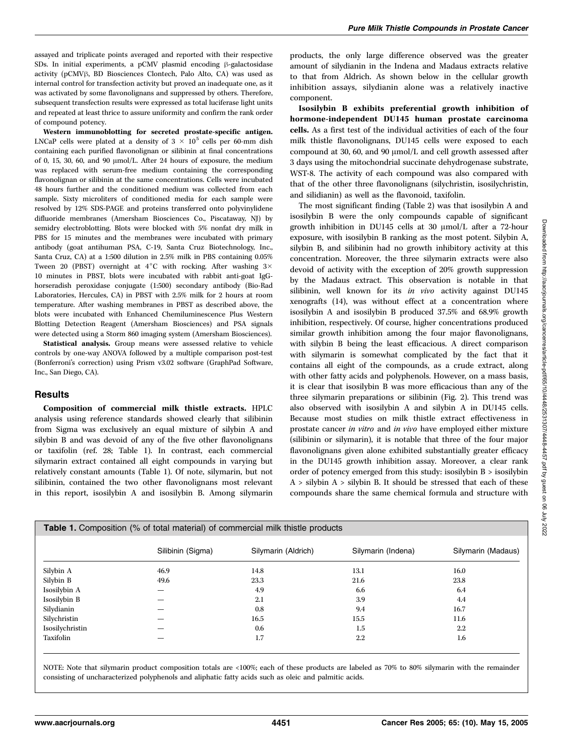assayed and triplicate points averaged and reported with their respective SDs. In initial experiments, a pCMV plasmid encoding β-galactosidase activity (pCMVβ, BD Biosciences Clontech, Palo Alto, CA) was used as internal control for transfection activity but proved an inadequate one, as it was activated by some flavonolignans and suppressed by others. Therefore, subsequent transfection results were expressed as total luciferase light units and repeated at least thrice to assure uniformity and confirm the rank order of compound potency.

**Western immunoblotting for secreted prostate-specific antigen.** LNCaP cells were plated at a density of $3 \times 10^5$ cells per 60-mm dish containing each purified flavonolignan or silibinin at final concentrations of 0, 15, 30, 60, and 90 μmol/L. After 24 hours of exposure, the medium was replaced with serum-free medium containing the corresponding flavonolignan or silibinin at the same concentrations. Cells were incubated 48 hours further and the conditioned medium was collected from each sample. Sixty microliters of conditioned media for each sample were resolved by 12% SDS-PAGE and proteins transferred onto polyvinylidene difluoride membranes (Amersham Biosciences Co., Piscataway, NJ) by semidry electroblotting. Blots were blocked with 5% nonfat dry milk in PBS for 15 minutes and the membranes were incubated with primary antibody (goat antihuman PSA, C-19, Santa Cruz Biotechnology, Inc., Santa Cruz, CA) at a 1:500 dilution in 2.5% milk in PBS containing 0.05% Tween 20 (PBST) overnight at 4°C with rocking. After washing 3× 10 minutes in PBST, blots were incubated with rabbit anti-goat IgG-horseradish peroxidase conjugate (1:500) secondary antibody (Bio-Rad Laboratories, Hercules, CA) in PBST with 2.5% milk for 2 hours at room temperature. After washing membranes in PBST as described above, the blots were incubated with Enhanced Chemiluminescence Plus Western Blotting Detection Reagent (Amersham Biosciences) and PSA signals were detected using a Storm 860 imaging system (Amersham Biosciences).

**Statistical analysis.** Group means were assessed relative to vehicle controls by one-way ANOVA followed by a multiple comparison post-test (Bonferroni's correction) using Prism v3.02 software (GraphPad Software, Inc., San Diego, CA).

## Results

**Composition of commercial milk thistle extracts.** HPLC analysis using reference standards showed clearly that silibinin from Sigma was exclusively an equal mixture of silybin A and silybin B and was devoid of any of the five other flavonolignans or taxifolin (ref. 28; Table 1). In contrast, each commercial silymarin extract contained all eight compounds in varying but relatively constant amounts (Table 1). Of note, silymarin, but not silibinin, contained the two other flavonolignans most relevant in this report, isosilybin A and isosilybin B. Among silymarin products, the only large difference observed was the greater amount of silydianin in the Indena and Madaus extracts relative to that from Aldrich. As shown below in the cellular growth inhibition assays, silydianin alone was a relatively inactive component.

**Isosilybin B exhibits preferential growth inhibition of hormone-independent DU145 human prostate carcinoma cells.** As a first test of the individual activities of each of the four milk thistle flavonolignans, DU145 cells were exposed to each compound at 30, 60, and 90 μmol/L and cell growth assessed after 3 days using the mitochondrial succinate dehydrogenase substrate, WST-8. The activity of each compound was also compared with that of the other three flavonolignans (silychristin, isosilychristin, and silidianin) as well as the flavonoid, taxifolin.

The most significant finding (Table 2) was that isosilybin A and isosilybin B were the only compounds capable of significant growth inhibition in DU145 cells at 30 μmol/L after a 72-hour exposure, with isosilybin B ranking as the most potent. Silybin A, silybin B, and silibinin had no growth inhibitory activity at this concentration. Moreover, the three silymarin extracts were also devoid of activity with the exception of 20% growth suppression by the Madaus extract. This observation is notable in that silibinin, well known for its *in vivo* activity against DU145 xenografts (14), was without effect at a concentration where isosilybin A and isosilybin B produced 37.5% and 68.9% growth inhibition, respectively. Of course, higher concentrations produced similar growth inhibition among the four major flavonolignans, with silybin B being the least efficacious. A direct comparison with silymarin is somewhat complicated by the fact that it contains all eight of the compounds, as a crude extract, along with other fatty acids and polyphenols. However, on a mass basis, it is clear that isosilybin B was more efficacious than any of the three silymarin preparations or silibinin (Fig. 2). This trend was also observed with isosilybin A and silybin A in DU145 cells. Because most studies on milk thistle extract effectiveness in prostate cancer *in vitro* and *in vivo* have employed either mixture (silibinin or silymarin), it is notable that three of the four major flavonolignans given alone exhibited substantially greater efficacy in the DU145 growth inhibition assay. Moreover, a clear rank order of potency emerged from this study: isosilybin B > isosilybin A > silybin A > silybin B. It should be stressed that each of these compounds share the same chemical formula and structure with

**Table 1.** Composition (% of total material) of commercial milk thistle products

| | Silibinin (Sigma) | Silymarin (Aldrich) | Silymarin (Indena) | Silymarin (Madaus) |
|---|---|---|---|---|
| Silybin A | 46.9 | 14.8 | 13.1 | 16.0 |
| Silybin B | 49.6 | 23.3 | 21.6 | 23.8 |
| Isosilybin A | — | 4.9 | 6.6 | 6.4 |
| Isosilybin B | — | 2.1 | 3.9 | 4.4 |
| Silydianin | — | 0.8 | 9.4 | 16.7 |
| Silychristin | — | 16.5 | 15.5 | 11.6 |
| Isosilychristin | — | 0.6 | 1.5 | 2.2 |
| Taxifolin | — | 1.7 | 2.2 | 1.6 |

NOTE: Note that silymarin product composition totals are <100%; each of these products are labeled as 70% to 80% silymarin with the remainder consisting of uncharacterized polyphenols and aliphatic fatty acids such as oleic and palmitic acids.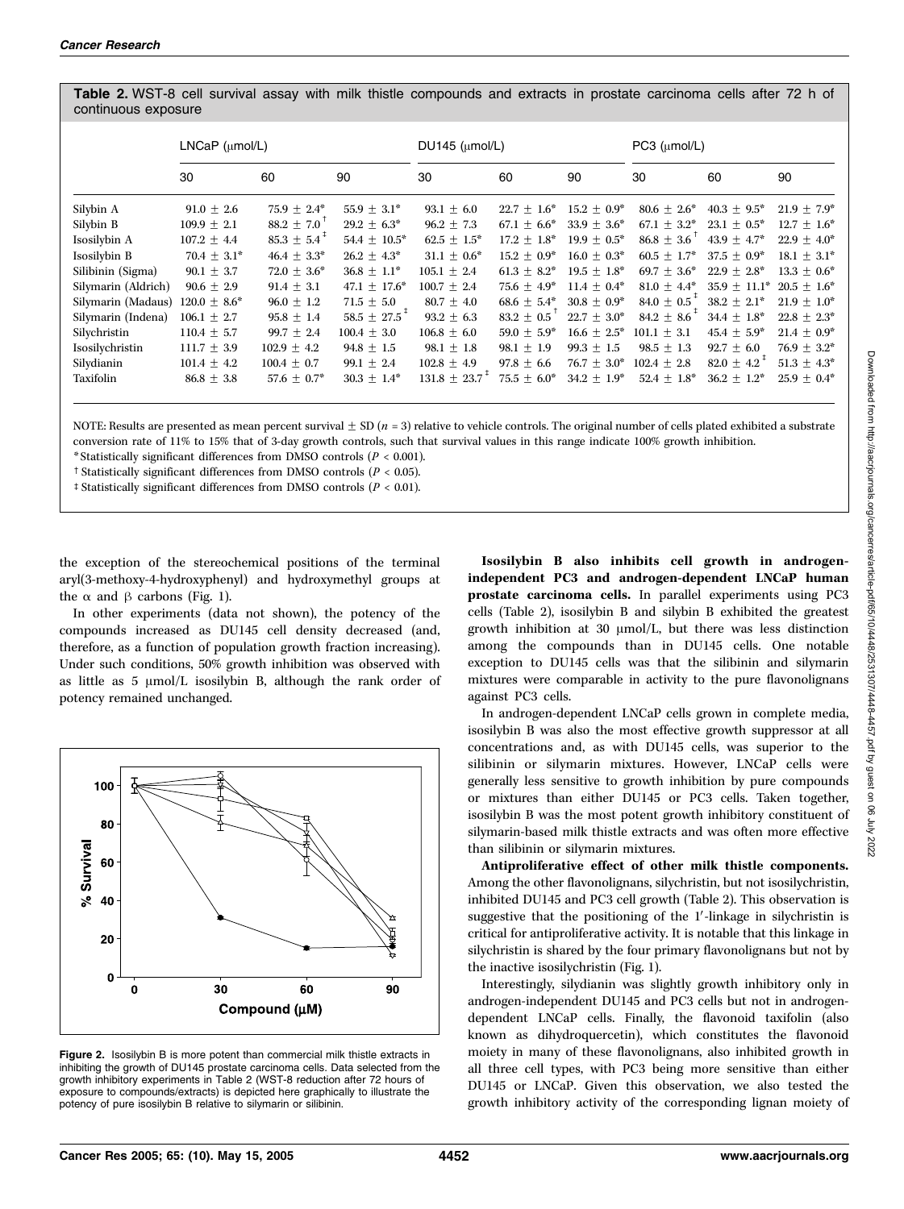**Table 2.** WST-8 cell survival assay with milk thistle compounds and extracts in prostate carcinoma cells after 72 h of continuous exposure

| | LNCaP (μmol/L) | | | DU145 (μmol/L) | | | PC3 (μmol/L) | | |
|---|---|---|---|---|---|---|---|---|---|
| | 30 | 60 | 90 | 30 | 60 | 90 | 30 | 60 | 90 |
| Silybin A | 91.0 ± 2.6 | 75.9 ± 2.4* | 55.9 ± 3.1* | 93.1 ± 6.0 | 22.7 ± 1.6* | 15.2 ± 0.9* | 80.6 ± 2.6* | 40.3 ± 9.5* | 21.9 ± 7.9* |
| Silybin B | 109.9 ± 2.1 | 88.2 ± 7.0† | 29.2 ± 6.3* | 96.2 ± 7.3 | 67.1 ± 6.6* | 33.9 ± 3.6* | 67.1 ± 3.2* | 23.1 ± 0.5* | 12.7 ± 1.6* |
| Isosilybin A | 107.2 ± 4.4 | 85.3 ± 5.4‡ | 54.4 ± 10.5* | 62.5 ± 1.5* | 17.2 ± 1.8* | 19.9 ± 0.5* | 86.8 ± 3.6† | 43.9 ± 4.7* | 22.9 ± 4.0* |
| Isosilybin B | 70.4 ± 3.1* | 46.4 ± 3.3* | 26.2 ± 4.3* | 31.1 ± 0.6* | 15.2 ± 0.9* | 16.0 ± 0.3* | 60.5 ± 1.7* | 37.5 ± 0.9* | 18.1 ± 3.1* |
| Silibinin (Sigma) | 90.1 ± 3.7 | 72.0 ± 3.6* | 36.8 ± 1.1* | 105.1 ± 2.4 | 61.3 ± 8.2* | 19.5 ± 1.8* | 69.7 ± 3.6* | 22.9 ± 2.8* | 13.3 ± 0.6* |
| Silymarin (Aldrich) | 90.6 ± 2.9 | 91.4 ± 3.1 | 47.1 ± 17.6* | 100.7 ± 2.4 | 75.6 ± 4.9* | 11.4 ± 0.4* | 81.0 ± 4.4* | 35.9 ± 11.1* | 20.5 ± 1.6* |
| Silymarin (Madaus) | 120.0 ± 8.6* | 96.0 ± 1.2 | 71.5 ± 5.0 | 80.7 ± 4.0 | 68.6 ± 5.4* | 30.8 ± 0.9* | 84.0 ± 0.5‡ | 38.2 ± 2.1* | 21.9 ± 1.0* |
| Silymarin (Indena) | 106.1 ± 2.7 | 95.8 ± 1.4 | 58.5 ± 27.5‡ | 93.2 ± 6.3 | 83.2 ± 0.5† | 22.7 ± 3.0* | 84.2 ± 8.6† | 34.4 ± 1.8* | 22.8 ± 2.3* |
| Silychristin | 110.4 ± 5.7 | 99.7 ± 2.4 | 100.4 ± 3.0 | 106.8 ± 6.0 | 59.0 ± 5.9* | 16.6 ± 2.5* | 101.1 ± 3.1 | 45.4 ± 5.9* | 21.4 ± 0.9* |
| Isosilychristin | 111.7 ± 3.9 | 102.9 ± 4.2 | 94.8 ± 1.5 | 98.1 ± 1.8 | 98.1 ± 1.9 | 99.3 ± 1.5 | 98.5 ± 1.3 | 92.7 ± 6.0 | 76.9 ± 3.2* |
| Silydianin | 101.4 ± 4.2 | 100.4 ± 0.7 | 99.1 ± 2.4 | 102.8 ± 4.9 | 97.8 ± 6.6 | 76.7 ± 3.0* | 102.4 ± 2.8 | 82.0 ± 4.2‡ | 51.3 ± 4.3* |
| Taxifolin | 86.8 ± 3.8 | 57.6 ± 0.7* | 30.3 ± 1.4* | 131.8 ± 23.7‡ | 75.5 ± 6.0* | 34.2 ± 1.9* | 52.4 ± 1.8* | 36.2 ± 1.2* | 25.9 ± 0.4* |

NOTE: Results are presented as mean percent survival ± SD ($n = 3$) relative to vehicle controls. The original number of cells plated exhibited a substrate conversion rate of 11% to 15% that of 3-day growth controls, such that survival values in this range indicate 100% growth inhibition.

*Statistically significant differences from DMSO controls ($P < 0.001$).

†Statistically significant differences from DMSO controls ($P < 0.05$).

‡Statistically significant differences from DMSO controls ($P < 0.01$).

the exception of the stereochemical positions of the terminal aryl(3-methoxy-4-hydroxyphenyl) and hydroxymethyl groups at the α and β carbons (Fig. 1).

In other experiments (data not shown), the potency of the compounds increased as DU145 cell density decreased (and, therefore, as a function of population growth fraction increasing). Under such conditions, 50% growth inhibition was observed with as little as 5 μmol/L isosilybin B, although the rank order of potency remained unchanged.

**Figure 2.** Isosilybin B is more potent than commercial milk thistle extracts in inhibiting the growth of DU145 prostate carcinoma cells. Data selected from the growth inhibitory experiments in Table 2 (WST-8 reduction after 72 hours of exposure to compounds/extracts) is depicted here graphically to illustrate the potency of pure isosilybin B relative to silymarin or silibinin.

**Isosilybin B also inhibits cell growth in androgen-independent PC3 and androgen-dependent LNCaP human prostate carcinoma cells.** In parallel experiments using PC3 cells (Table 2), isosilybin B and silybin B exhibited the greatest growth inhibition at 30 μmol/L, but there was less distinction among the compounds than in DU145 cells. One notable exception to DU145 cells was that the silibinin and silymarin mixtures were comparable in activity to the pure flavonolignans against PC3 cells.

In androgen-dependent LNCaP cells grown in complete media, isosilybin B was also the most effective growth suppressor at all concentrations and, as with DU145 cells, was superior to the silibinin or silymarin mixtures. However, LNCaP cells were generally less sensitive to growth inhibition by pure compounds or mixtures than either DU145 or PC3 cells. Taken together, isosilybin B was the most potent growth inhibitory constituent of silymarin-based milk thistle extracts and was often more effective than silibinin or silymarin mixtures.

**Antiproliferative effect of other milk thistle components.** Among the other flavonolignans, silychristin, but not isosilychristin, inhibited DU145 and PC3 cell growth (Table 2). This observation is suggestive that the positioning of the 1′-linkage in silychristin is critical for antiproliferative activity. It is notable that this linkage in silychristin is shared by the four primary flavonolignans but not by the inactive isosilychristin (Fig. 1).

Interestingly, silydianin was slightly growth inhibitory only in androgen-independent DU145 and PC3 cells but not in androgen-dependent LNCaP cells. Finally, the flavonoid taxifolin (also known as dihydroquercetin), which constitutes the flavonoid moiety in many of these flavonolignans, also inhibited growth in all three cell types, with PC3 being more sensitive than either DU145 or LNCaP. Given this observation, we also tested the growth inhibitory activity of the corresponding lignan moiety of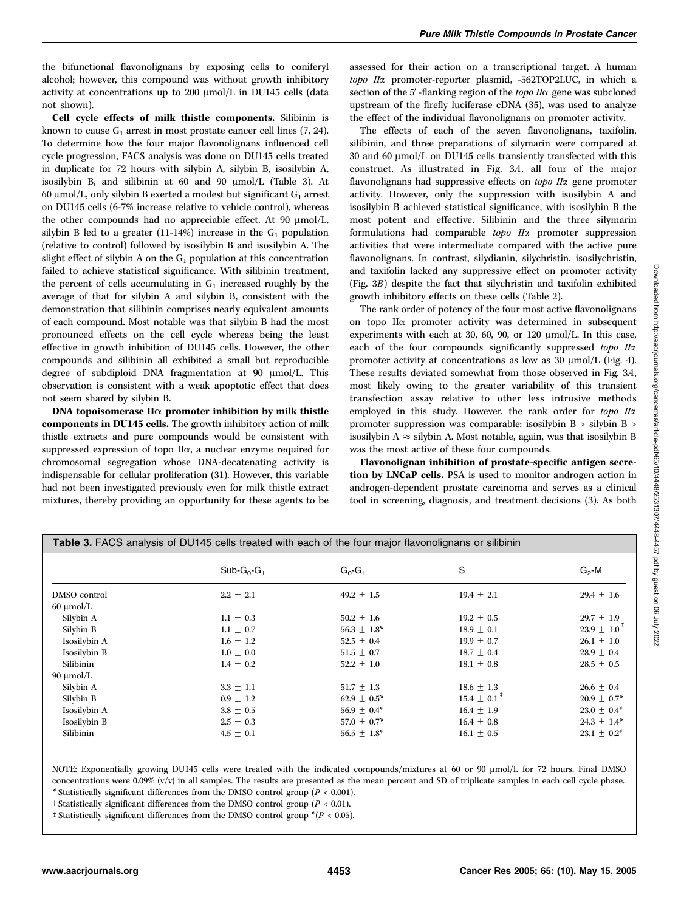the bifunctional flavonolignans by exposing cells to coniferyl alcohol; however, this compound was without growth inhibitory activity at concentrations up to 200 μmol/L in DU145 cells (data not shown).

**Cell cycle effects of milk thistle components.** Silibinin is known to cause $G_1$ arrest in most prostate cancer cell lines (7, 24). To determine how the four major flavonolignans influenced cell cycle progression, FACS analysis was done on DU145 cells treated in duplicate for 72 hours with silybin A, silybin B, isosilybin A, isosilybin B, and silibinin at 60 and 90 μmol/L (Table 3). At 60 μmol/L, only silybin B exerted a modest but significant $G_1$ arrest on DU145 cells (6-7% increase relative to vehicle control), whereas the other compounds had no appreciable effect. At 90 μmol/L, silybin B led to a greater (11-14%) increase in the $G_1$ population (relative to control) followed by isosilybin B and isosilybin A. The slight effect of silybin A on the $G_1$ population at this concentration failed to achieve statistical significance. With silibinin treatment, the percent of cells accumulating in $G_1$ increased roughly by the average of that for silybin A and silybin B, consistent with the demonstration that silibinin comprises nearly equivalent amounts of each compound. Most notable was that silybin B had the most pronounced effects on the cell cycle whereas being the least effective in growth inhibition of DU145 cells. However, the other compounds and silibinin all exhibited a small but reproducible degree of subdiploid DNA fragmentation at 90 μmol/L. This observation is consistent with a weak apoptotic effect that does not seem shared by silybin B.

**DNA topoisomerase IIα promoter inhibition by milk thistle components in DU145 cells.** The growth inhibitory action of milk thistle extracts and pure compounds would be consistent with suppressed expression of topo IIα, a nuclear enzyme required for chromosomal segregation whose DNA-decatenating activity is indispensable for cellular proliferation (31). However, this variable had not been investigated previously even for milk thistle extract mixtures, thereby providing an opportunity for these agents to be assessed for their action on a transcriptional target. A human *topo IIα* promoter-reporter plasmid, -562TOP2LUC, in which a section of the 5′-flanking region of the *topo IIα* gene was subcloned upstream of the firefly luciferase cDNA (35), was used to analyze the effect of the individual flavonolignans on promoter activity.

The effects of each of the seven flavonolignans, taxifolin, silibinin, and three preparations of silymarin were compared at 30 and 60 μmol/L on DU145 cells transiently transfected with this construct. As illustrated in Fig. 3*A*, all four of the major flavonolignans had suppressive effects on *topo IIα* gene promoter activity. However, only the suppression with isosilybin A and isosilybin B achieved statistical significance, with isosilybin B the most potent and effective. Silibinin and the three silymarin formulations had comparable *topo IIα* promoter suppression activities that were intermediate compared with the active pure flavonolignans. In contrast, silydianin, silychristin, isosilychristin, and taxifolin lacked any suppressive effect on promoter activity (Fig. 3*B*) despite the fact that silychristin and taxifolin exhibited growth inhibitory effects on these cells (Table 2).

The rank order of potency of the four most active flavonolignans on topo IIα promoter activity was determined in subsequent experiments with each at 30, 60, 90, or 120 μmol/L. In this case, each of the four compounds significantly suppressed *topo IIα* promoter activity at concentrations as low as 30 μmol/L (Fig. 4). These results deviated somewhat from those observed in Fig. 3*A*, most likely owing to the greater variability of this transient transfection assay relative to other less intrusive methods employed in this study. However, the rank order for *topo IIα* promoter suppression was comparable: isosilybin B > silybin B > isosilybin A ≈ silybin A. Most notable, again, was that isosilybin B was the most active of these four compounds.

**Flavonolignan inhibition of prostate-specific antigen secretion by LNCaP cells.** PSA is used to monitor androgen action in androgen-dependent prostate carcinoma and serves as a clinical tool in screening, diagnosis, and treatment decisions (3). As both

**Table 3.** FACS analysis of DU145 cells treated with each of the four major flavonolignans or silibinin

| | Sub-$G_0$-$G_1$ | $G_0$-$G_1$ | S | $G_2$-M |
|---|---|---|---|---|
| DMSO control | 2.2 ± 2.1 | 49.2 ± 1.5 | 19.4 ± 2.1 | 29.4 ± 1.6 |
| 60 μmol/L | | | | |
| Silybin A | 1.1 ± 0.3 | 50.2 ± 1.6 | 19.2 ± 0.5 | 29.7 ± 1.9 |
| Silybin B | 1.1 ± 0.7 | 56.3 ± 1.8* | 18.9 ± 0.1 | 23.9 ± 1.0† |
| Isosilybin A | 1.6 ± 1.2 | 52.5 ± 0.4 | 19.9 ± 0.7 | 26.1 ± 1.0 |
| Isosilybin B | 1.0 ± 0.0 | 51.5 ± 0.7 | 18.7 ± 0.4 | 28.9 ± 0.4 |
| Silibinin | 1.4 ± 0.2 | 52.2 ± 1.0 | 18.1 ± 0.8 | 28.5 ± 0.5 |
| 90 μmol/L | | | | |
| Silybin A | 3.3 ± 1.1 | 51.7 ± 1.3 | 18.6 ± 1.3 | 26.6 ± 0.4 |
| Silybin B | 0.9 ± 1.2 | 62.9 ± 0.5* | 15.4 ± 0.1‡ | 20.9 ± 0.7* |
| Isosilybin A | 3.8 ± 0.5 | 56.9 ± 0.4* | 16.4 ± 1.9 | 23.0 ± 0.4* |
| Isosilybin B | 2.5 ± 0.3 | 57.0 ± 0.7* | 16.4 ± 0.8 | 24.3 ± 1.4* |
| Silibinin | 4.5 ± 0.1 | 56.5 ± 1.8* | 16.1 ± 0.5 | 23.1 ± 0.2* |

NOTE: Exponentially growing DU145 cells were treated with the indicated compounds/mixtures at 60 or 90 μmol/L for 72 hours. Final DMSO concentrations were 0.09% (v/v) in all samples. The results are presented as the mean percent and SD of triplicate samples in each cell cycle phase.
*Statistically significant differences from the DMSO control group ($P < 0.001$).
†Statistically significant differences from the DMSO control group ($P < 0.01$).
‡Statistically significant differences from the DMSO control group *($P < 0.05$).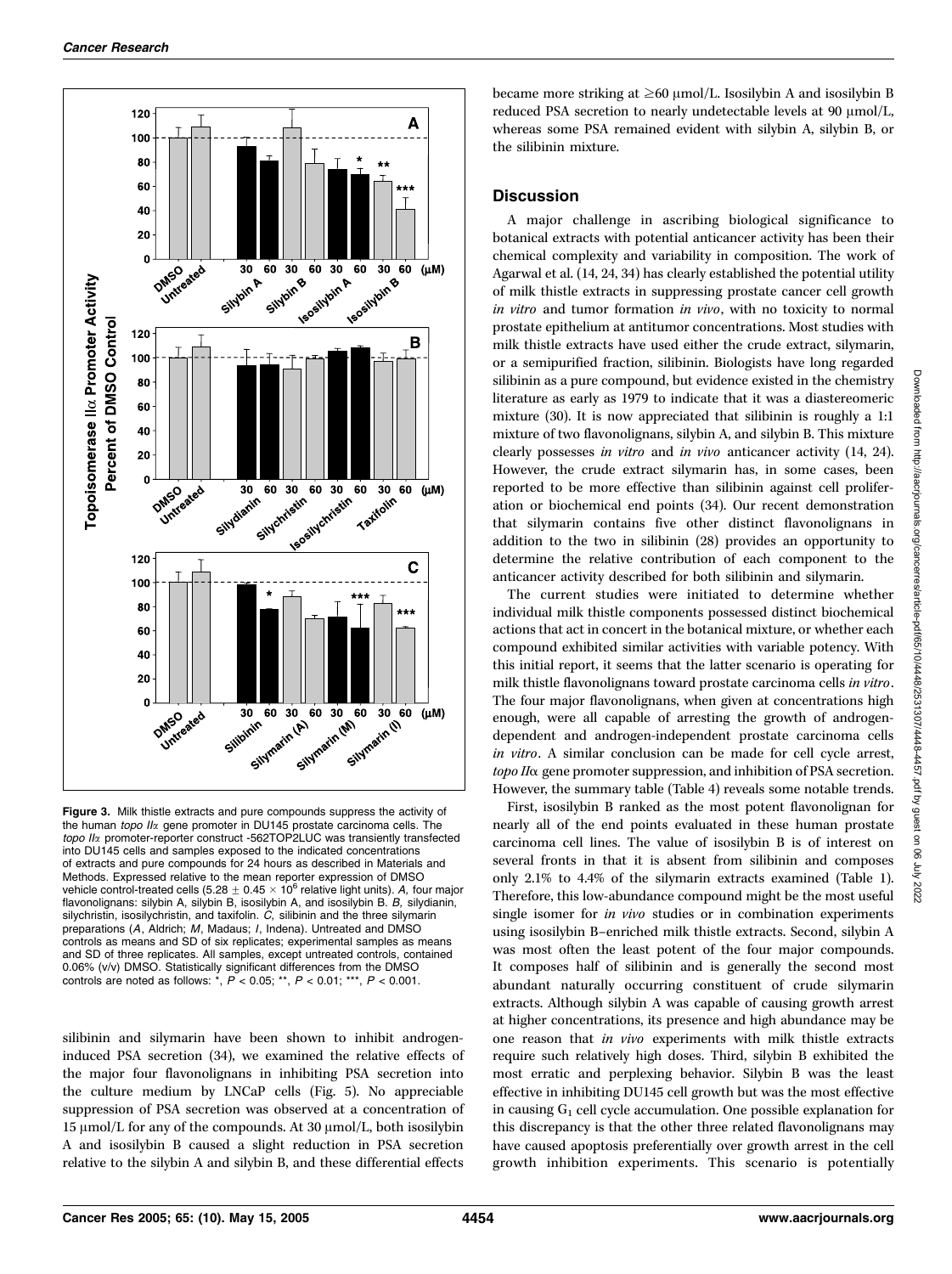Figure 3. Milk thistle extracts and pure compounds suppress the activity of the human *topo IIα* gene promoter in DU145 prostate carcinoma cells. The *topo IIα* promoter-reporter construct -562TOP2LUC was transiently transfected into DU145 cells and samples exposed to the indicated concentrations of extracts and pure compounds for 24 hours as described in Materials and Methods. Expressed relative to the mean reporter expression of DMSO vehicle control-treated cells ($5.28 \pm 0.45 \times 10^6$ relative light units). *A*, four major flavonolignans: silybin A, silybin B, isosilybin A, and isosilybin B. *B*, silydianin, silychristin, isosilychristin, and taxifolin. *C*, silibinin and the three silymarin preparations (*A*, Aldrich; *M*, Madaus; *I*, Indena). Untreated and DMSO controls as means and SD of six replicates; experimental samples as means and SD of three replicates. All samples, except untreated controls, contained 0.06% (v/v) DMSO. Statistically significant differences from the DMSO controls are noted as follows: *, $P < 0.05$; **, $P < 0.01$; ***, $P < 0.001$.

silibinin and silymarin have been shown to inhibit androgen-induced PSA secretion (34), we examined the relative effects of the major four flavonolignans in inhibiting PSA secretion into the culture medium by LNCaP cells (Fig. 5). No appreciable suppression of PSA secretion was observed at a concentration of 15 μmol/L for any of the compounds. At 30 μmol/L, both isosilybin A and isosilybin B caused a slight reduction in PSA secretion relative to the silybin A and silybin B, and these differential effects became more striking at ≥60 μmol/L. Isosilybin A and isosilybin B reduced PSA secretion to nearly undetectable levels at 90 μmol/L, whereas some PSA remained evident with silybin A, silybin B, or the silibinin mixture.

## Discussion

A major challenge in ascribing biological significance to botanical extracts with potential anticancer activity has been their chemical complexity and variability in composition. The work of Agarwal et al. (14, 24, 34) has clearly established the potential utility of milk thistle extracts in suppressing prostate cancer cell growth *in vitro* and tumor formation *in vivo*, with no toxicity to normal prostate epithelium at antitumor concentrations. Most studies with milk thistle extracts have used either the crude extract, silymarin, or a semipurified fraction, silibinin. Biologists have long regarded silibinin as a pure compound, but evidence existed in the chemistry literature as early as 1979 to indicate that it was a diastereomeric mixture (30). It is now appreciated that silibinin is roughly a 1:1 mixture of two flavonolignans, silybin A, and silybin B. This mixture clearly possesses *in vitro* and *in vivo* anticancer activity (14, 24). However, the crude extract silymarin has, in some cases, been reported to be more effective than silibinin against cell proliferation or biochemical end points (34). Our recent demonstration that silymarin contains five other distinct flavonolignans in addition to the two in silibinin (28) provides an opportunity to determine the relative contribution of each component to the anticancer activity described for both silibinin and silymarin.

The current studies were initiated to determine whether individual milk thistle components possessed distinct biochemical actions that act in concert in the botanical mixture, or whether each compound exhibited similar activities with variable potency. With this initial report, it seems that the latter scenario is operating for milk thistle flavonolignans toward prostate carcinoma cells *in vitro*. The four major flavonolignans, when given at concentrations high enough, were all capable of arresting the growth of androgen-dependent and androgen-independent prostate carcinoma cells *in vitro*. A similar conclusion can be made for cell cycle arrest, *topo IIα* gene promoter suppression, and inhibition of PSA secretion. However, the summary table (Table 4) reveals some notable trends.

First, isosilybin B ranked as the most potent flavonolignan for nearly all of the end points evaluated in these human prostate carcinoma cell lines. The value of isosilybin B is of interest on several fronts in that it is absent from silibinin and composes only 2.1% to 4.4% of the silymarin extracts examined (Table 1). Therefore, this low-abundance compound might be the most useful single isomer for *in vivo* studies or in combination experiments using isosilybin B–enriched milk thistle extracts. Second, silybin A was most often the least potent of the four major compounds. It composes half of silibinin and is generally the second most abundant naturally occurring constituent of crude silymarin extracts. Although silybin A was capable of causing growth arrest at higher concentrations, its presence and high abundance may be one reason that *in vivo* experiments with milk thistle extracts require such relatively high doses. Third, silybin B exhibited the most erratic and perplexing behavior. Silybin B was the least effective in inhibiting DU145 cell growth but was the most effective in causing $G_1$ cell cycle accumulation. One possible explanation for this discrepancy is that the other three related flavonolignans may have caused apoptosis preferentially over growth arrest in the cell growth inhibition experiments. This scenario is potentially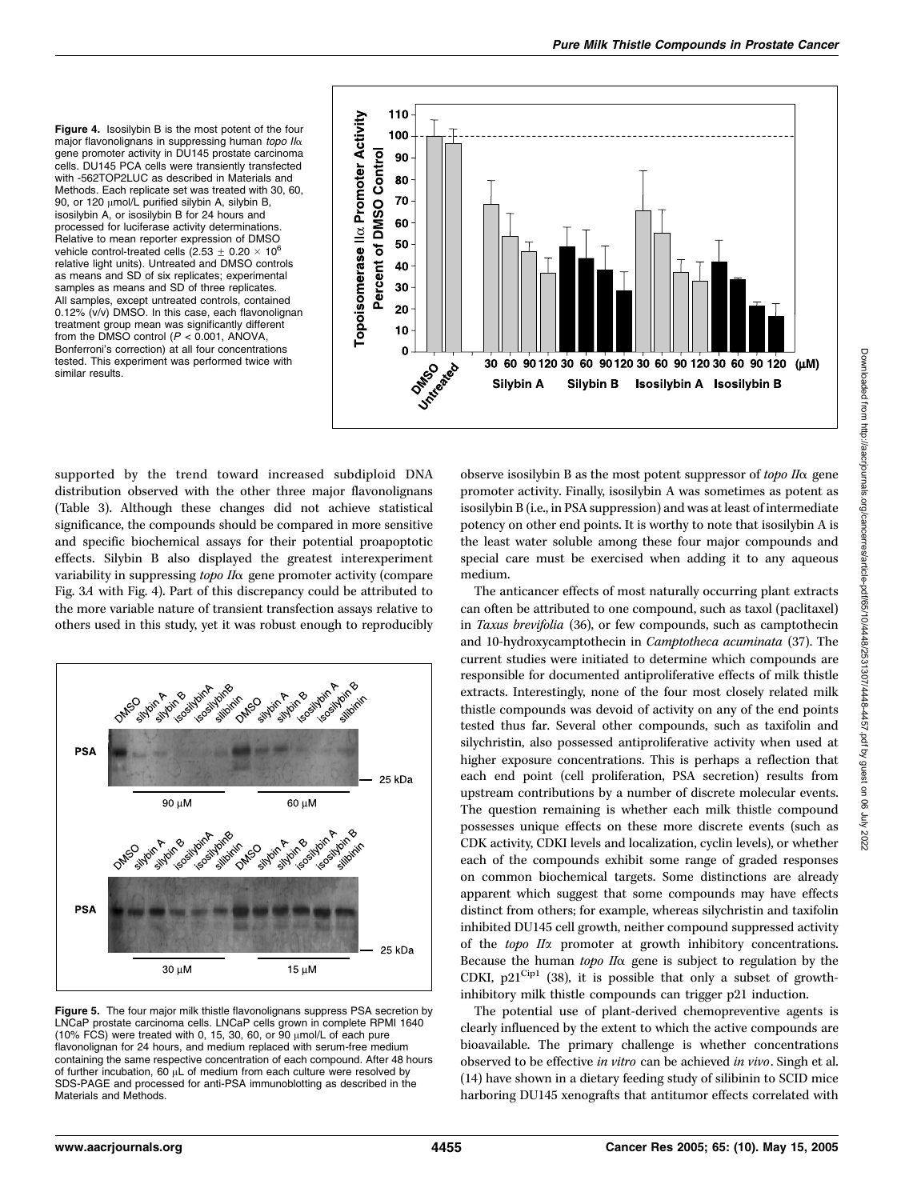**Figure 4.** Isosilybin B is the most potent of the four major flavonolignans in suppressing human *topo IIα* gene promoter activity in DU145 prostate carcinoma cells. DU145 PCA cells were transiently transfected with -562TOP2LUC as described in Materials and Methods. Each replicate set was treated with 30, 60, 90, or 120 μmol/L purified silybin A, silybin B, isosilybin A, or isosilybin B for 24 hours and processed for luciferase activity determinations. Relative to mean reporter expression of DMSO vehicle control-treated cells ($2.53 \pm 0.20 \times 10^6$ relative light units). Untreated and DMSO controls as means and SD of six replicates; experimental samples as means and SD of three replicates. All samples, except untreated controls, contained 0.12% (v/v) DMSO. In this case, each flavonolignan treatment group mean was significantly different from the DMSO control ($P < 0.001$, ANOVA, Bonferroni's correction) at all four concentrations tested. This experiment was performed twice with similar results.

**Figure 5.** The four major milk thistle flavonolignans suppress PSA secretion by LNCaP prostate carcinoma cells. LNCaP cells grown in complete RPMI 1640 (10% FCS) were treated with 0, 15, 30, 60, or 90 μmol/L of each pure flavonolignan for 24 hours, and medium replaced with serum-free medium containing the same respective concentration of each compound. After 48 hours of further incubation, 60 μL of medium from each culture were resolved by SDS-PAGE and processed for anti-PSA immunoblotting as described in the Materials and Methods.

supported by the trend toward increased subdiploid DNA distribution observed with the other three major flavonolignans (Table 3). Although these changes did not achieve statistical significance, the compounds should be compared in more sensitive and specific biochemical assays for their potential proapoptotic effects. Silybin B also displayed the greatest interexperiment variability in suppressing *topo IIα* gene promoter activity (compare Fig. 3*A* with Fig. 4). Part of this discrepancy could be attributed to the more variable nature of transient transfection assays relative to others used in this study, yet it was robust enough to reproducibly observe isosilybin B as the most potent suppressor of *topo IIα* gene promoter activity. Finally, isosilybin A was sometimes as potent as isosilybin B (i.e., in PSA suppression) and was at least of intermediate potency on other end points. It is worthy to note that isosilybin A is the least water soluble among these four major compounds and special care must be exercised when adding it to any aqueous medium.

The anticancer effects of most naturally occurring plant extracts can often be attributed to one compound, such as taxol (paclitaxel) in *Taxus brevifolia* (36), or few compounds, such as camptothecin and 10-hydroxycamptothecin in *Camptotheca acuminata* (37). The current studies were initiated to determine which compounds are responsible for documented antiproliferative effects of milk thistle extracts. Interestingly, none of the four most closely related milk thistle compounds was devoid of activity on any of the end points tested thus far. Several other compounds, such as taxifolin and silychristin, also possessed antiproliferative activity when used at higher exposure concentrations. This is perhaps a reflection that each end point (cell proliferation, PSA secretion) results from upstream contributions by a number of discrete molecular events. The question remaining is whether each milk thistle compound possesses unique effects on these more discrete events (such as CDK activity, CDKI levels and localization, cyclin levels), or whether each of the compounds exhibit some range of graded responses on common biochemical targets. Some distinctions are already apparent which suggest that some compounds may have effects distinct from others; for example, whereas silychristin and taxifolin inhibited DU145 cell growth, neither compound suppressed activity of the *topo IIα* promoter at growth inhibitory concentrations. Because the human *topo IIα* gene is subject to regulation by the CDKI, $p21^{Cip1}$ (38), it is possible that only a subset of growth-inhibitory milk thistle compounds can trigger p21 induction.

The potential use of plant-derived chemopreventive agents is clearly influenced by the extent to which the active compounds are bioavailable. The primary challenge is whether concentrations observed to be effective *in vitro* can be achieved *in vivo*. Singh et al. (14) have shown in a dietary feeding study of silibinin to SCID mice harboring DU145 xenografts that antitumor effects correlated with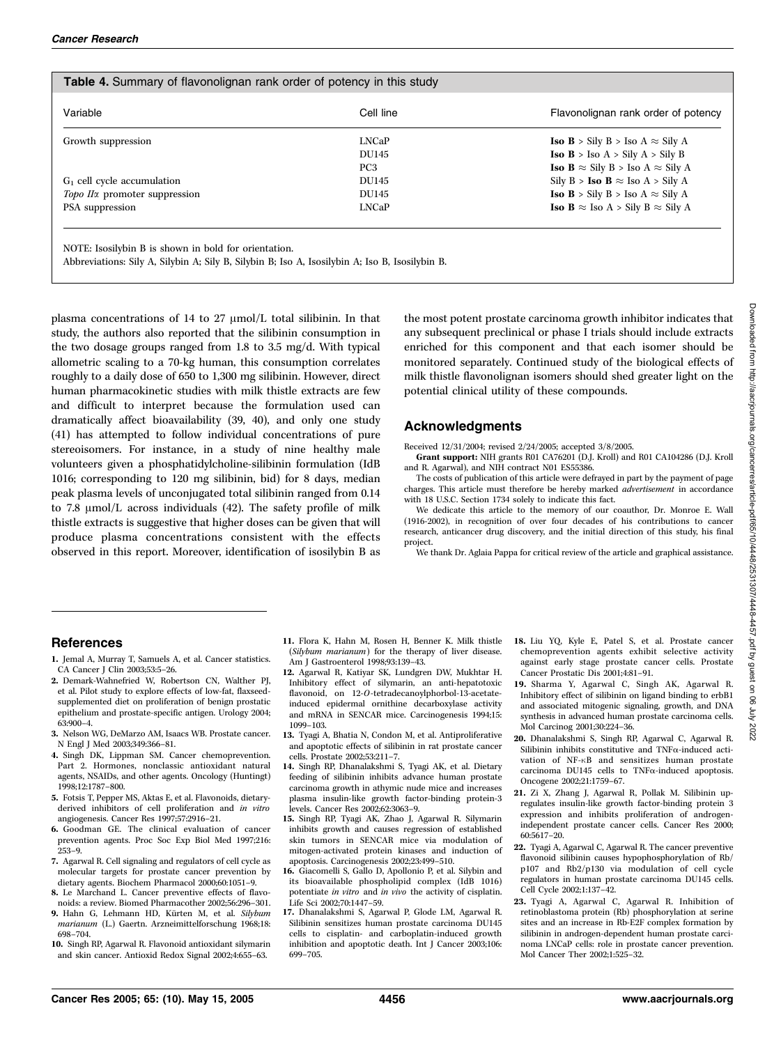**Table 4.** Summary of flavonolignan rank order of potency in this study

| Variable | Cell line | Flavonolignan rank order of potency |
|---|---|---|
| Growth suppression | LNCaP | **Iso B** > Sily B > Iso A ≈ Sily A |
| | DU145 | **Iso B** > Iso A > Sily A > Sily B |
| | PC3 | **Iso B** ≈ Sily B > Iso A ≈ Sily A |
| $G_1$ cell cycle accumulation | DU145 | Sily B > **Iso B** ≈ Iso A > Sily A |
| *Topo IIα* promoter suppression | DU145 | **Iso B** > Sily B > Iso A ≈ Sily A |
| PSA suppression | LNCaP | **Iso B** ≈ Iso A > Sily B ≈ Sily A |

NOTE: Isosilybin B is shown in bold for orientation.
Abbreviations: Sily A, Silybin A; Sily B, Silybin B; Iso A, Isosilybin A; Iso B, Isosilybin B.

plasma concentrations of 14 to 27 μmol/L total silibinin. In that study, the authors also reported that the silibinin consumption in the two dosage groups ranged from 1.8 to 3.5 mg/d. With typical allometric scaling to a 70-kg human, this consumption correlates roughly to a daily dose of 650 to 1,300 mg silibinin. However, direct human pharmacokinetic studies with milk thistle extracts are few and difficult to interpret because the formulation used can dramatically affect bioavailability (39, 40), and only one study (41) has attempted to follow individual concentrations of pure stereoisomers. For instance, in a study of nine healthy male volunteers given a phosphatidylcholine-silibinin formulation (IdB 1016; corresponding to 120 mg silibinin, bid) for 8 days, median peak plasma levels of unconjugated total silibinin ranged from 0.14 to 7.8 μmol/L across individuals (42). The safety profile of milk thistle extracts is suggestive that higher doses can be given that will produce plasma concentrations consistent with the effects observed in this report. Moreover, identification of isosilybin B as the most potent prostate carcinoma growth inhibitor indicates that any subsequent preclinical or phase I trials should include extracts enriched for this component and that each isomer should be monitored separately. Continued study of the biological effects of milk thistle flavonolignan isomers should shed greater light on the potential clinical utility of these compounds.

## Acknowledgments

Received 12/31/2004; revised 2/24/2005; accepted 3/8/2005.

**Grant support:** NIH grants R01 CA76201 (D.J. Kroll) and R01 CA104286 (D.J. Kroll and R. Agarwal), and NIH contract N01 ES55386.

The costs of publication of this article were defrayed in part by the payment of page charges. This article must therefore be hereby marked *advertisement* in accordance with 18 U.S.C. Section 1734 solely to indicate this fact.

We dedicate this article to the memory of our coauthor, Dr. Monroe E. Wall (1916-2002), in recognition of over four decades of his contributions to cancer research, anticancer drug discovery, and the initial direction of this study, his final project.

We thank Dr. Aglaia Pappa for critical review of the article and graphical assistance.

## References

1. Jemal A, Murray T, Samuels A, et al. Cancer statistics. CA Cancer J Clin 2003;53:5–26.
2. Demark-Wahnefried W, Robertson CN, Walther PJ, et al. Pilot study to explore effects of low-fat, flaxseed-supplemented diet on proliferation of benign prostatic epithelium and prostate-specific antigen. Urology 2004; 63:900–4.
3. Nelson WG, DeMarzo AM, Isaacs WB. Prostate cancer. N Engl J Med 2003;349:366–81.
4. Singh DK, Lippman SM. Cancer chemoprevention. Part 2. Hormones, nonclassic antioxidant natural agents, NSAIDs, and other agents. Oncology (Huntingt) 1998;12:1787–800.
5. Fotsis T, Pepper MS, Aktas E, et al. Flavonoids, dietary-derived inhibitors of cell proliferation and *in vitro* angiogenesis. Cancer Res 1997;57:2916–21.
6. Goodman GE. The clinical evaluation of cancer prevention agents. Proc Soc Exp Biol Med 1997;216: 253–9.
7. Agarwal R. Cell signaling and regulators of cell cycle as molecular targets for prostate cancer prevention by dietary agents. Biochem Pharmacol 2000;60:1051–9.
8. Le Marchand L. Cancer preventive effects of flavonoids: a review. Biomed Pharmacother 2002;56:296–301.
9. Hahn G, Lehmann HD, Kürten M, et al. *Silybum marianum* (L.) Gaertn. Arzneimittelforschung 1968;18: 698–704.
10. Singh RP, Agarwal R. Flavonoid antioxidant silymarin and skin cancer. Antioxid Redox Signal 2002;4:655–63.
11. Flora K, Hahn M, Rosen H, Benner K. Milk thistle (*Silybum marianum*) for the therapy of liver disease. Am J Gastroenterol 1998;93:139–43.
12. Agarwal R, Katiyar SK, Lundgren DW, Mukhtar H. Inhibitory effect of silymarin, an anti-hepatotoxic flavonoid, on 12-*O*-tetradecanoylphorbol-13-acetate-induced epidermal ornithine decarboxylase activity and mRNA in SENCAR mice. Carcinogenesis 1994;15: 1099–103.
13. Tyagi A, Bhatia N, Condon M, et al. Antiproliferative and apoptotic effects of silibinin in rat prostate cancer cells. Prostate 2002;53:211–7.
14. Singh RP, Dhanalakshmi S, Tyagi AK, et al. Dietary feeding of silibinin inhibits advance human prostate carcinoma growth in athymic nude mice and increases plasma insulin-like growth factor-binding protein-3 levels. Cancer Res 2002;62:3063–9.
15. Singh RP, Tyagi AK, Zhao J, Agarwal R. Silymarin inhibits growth and causes regression of established skin tumors in SENCAR mice via modulation of mitogen-activated protein kinases and induction of apoptosis. Carcinogenesis 2002;23:499–510.
16. Giacomelli S, Gallo D, Apollonio P, et al. Silybin and its bioavailable phospholipid complex (IdB 1016) potentiate *in vitro* and *in vivo* the activity of cisplatin. Life Sci 2002;70:1447–59.
17. Dhanalakshmi S, Agarwal P, Glode LM, Agarwal R. Silibinin sensitizes human prostate carcinoma DU145 cells to cisplatin- and carboplatin-induced growth inhibition and apoptotic death. Int J Cancer 2003;106: 699–705.
18. Liu YQ, Kyle E, Patel S, et al. Prostate cancer chemoprevention agents exhibit selective activity against early stage prostate cancer cells. Prostate Cancer Prostatic Dis 2001;4:81–91.
19. Sharma Y, Agarwal C, Singh AK, Agarwal R. Inhibitory effect of silibinin on ligand binding to erbB1 and associated mitogenic signaling, growth, and DNA synthesis in advanced human prostate carcinoma cells. Mol Carcinog 2001;30:224–36.
20. Dhanalakshmi S, Singh RP, Agarwal C, Agarwal R. Silibinin inhibits constitutive and TNFα-induced activation of NF-κB and sensitizes human prostate carcinoma DU145 cells to TNFα-induced apoptosis. Oncogene 2002;21:1759–67.
21. Zi X, Zhang J, Agarwal R, Pollak M. Silibinin up-regulates insulin-like growth factor-binding protein 3 expression and inhibits proliferation of androgen-independent prostate cancer cells. Cancer Res 2000; 60:5617–20.
22. Tyagi A, Agarwal C, Agarwal R. The cancer preventive flavonoid silibinin causes hypophosphorylation of Rb/ p107 and Rb2/p130 via modulation of cell cycle regulators in human prostate carcinoma DU145 cells. Cell Cycle 2002;1:137–42.
23. Tyagi A, Agarwal C, Agarwal R. Inhibition of retinoblastoma protein (Rb) phosphorylation at serine sites and an increase in Rb-E2F complex formation by silibinin in androgen-dependent human prostate carcinoma LNCaP cells: role in prostate cancer prevention. Mol Cancer Ther 2002;1:525–32.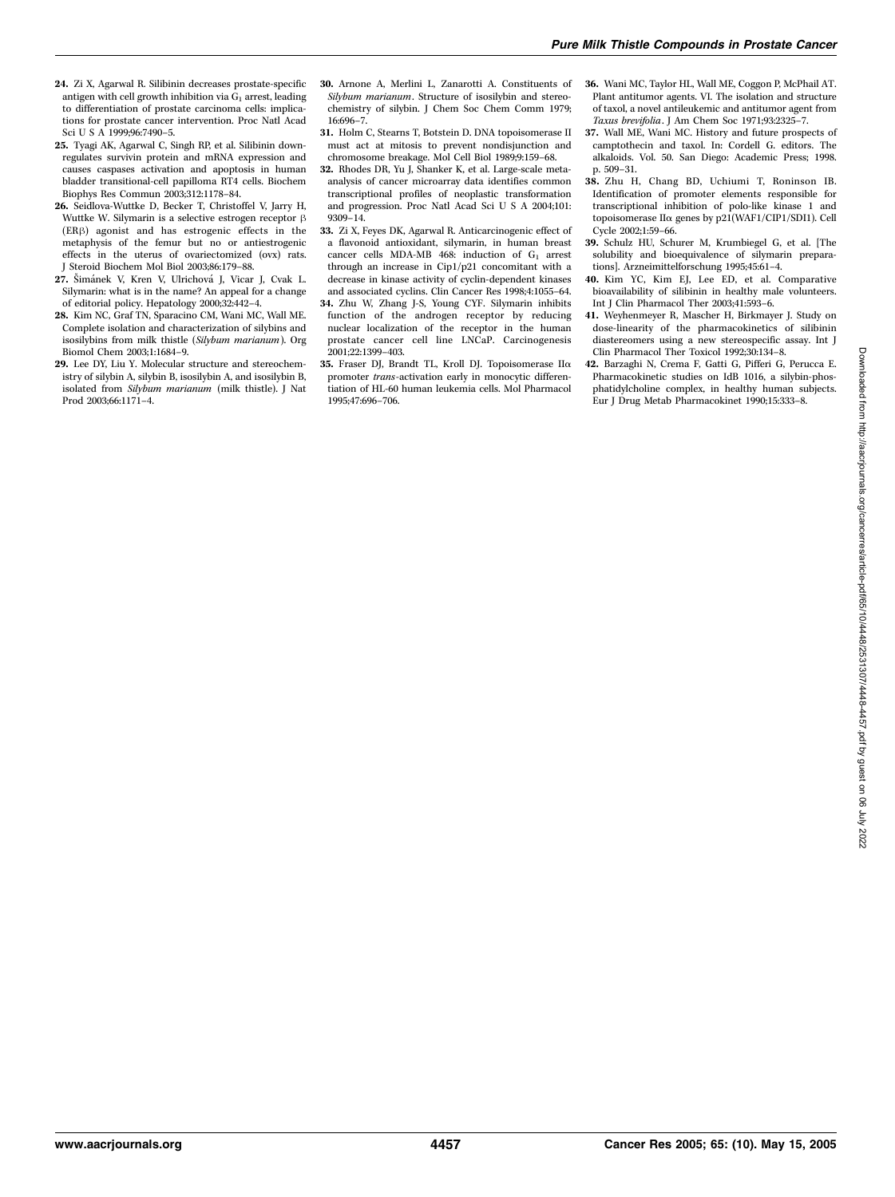24. Zi X, Agarwal R. Silibinin decreases prostate-specific antigen with cell growth inhibition via $G_1$ arrest, leading to differentiation of prostate carcinoma cells: implications for prostate cancer intervention. Proc Natl Acad Sci U S A 1999;96:7490–5.

25. Tyagi AK, Agarwal C, Singh RP, et al. Silibinin down-regulates survivin protein and mRNA expression and causes caspases activation and apoptosis in human bladder transitional-cell papilloma RT4 cells. Biochem Biophys Res Commun 2003;312:1178–84.

26. Seidlova-Wuttke D, Becker T, Christoffel V, Jarry H, Wuttke W. Silymarin is a selective estrogen receptor β (ERβ) agonist and has estrogenic effects in the metaphysis of the femur but no or antiestrogenic effects in the uterus of ovariectomized (ovx) rats. J Steroid Biochem Mol Biol 2003;86:179–88.

27. Šimánek V, Kren V, Ulrichová J, Vicar J, Cvak L. Silymarin: what is in the name? An appeal for a change of editorial policy. Hepatology 2000;32:442–4.

28. Kim NC, Graf TN, Sparacino CM, Wani MC, Wall ME. Complete isolation and characterization of silybins and isosilybins from milk thistle (*Silybum marianum*). Org Biomol Chem 2003;1:1684–9.

29. Lee DY, Liu Y. Molecular structure and stereochemistry of silybin A, silybin B, isosilybin A, and isosilybin B, isolated from *Silybum marianum* (milk thistle). J Nat Prod 2003;66:1171–4.

30. Arnone A, Merlini L, Zanarotti A. Constituents of *Silybum marianum*. Structure of isosilybin and stereochemistry of silybin. J Chem Soc Chem Comm 1979; 16:696–7.

31. Holm C, Stearns T, Botstein D. DNA topoisomerase II must act at mitosis to prevent nondisjunction and chromosome breakage. Mol Cell Biol 1989;9:159–68.

32. Rhodes DR, Yu J, Shanker K, et al. Large-scale meta-analysis of cancer microarray data identifies common transcriptional profiles of neoplastic transformation and progression. Proc Natl Acad Sci U S A 2004;101: 9309–14.

33. Zi X, Feyes DK, Agarwal R. Anticarcinogenic effect of a flavonoid antioxidant, silymarin, in human breast cancer cells MDA-MB 468: induction of $G_1$ arrest through an increase in Cip1/p21 concomitant with a decrease in kinase activity of cyclin-dependent kinases and associated cyclins. Clin Cancer Res 1998;4:1055–64.

34. Zhu W, Zhang J-S, Young CYF. Silymarin inhibits function of the androgen receptor by reducing nuclear localization of the receptor in the human prostate cancer cell line LNCaP. Carcinogenesis 2001;22:1399–403.

35. Fraser DJ, Brandt TL, Kroll DJ. Topoisomerase IIα promoter *trans*-activation early in monocytic differentiation of HL-60 human leukemia cells. Mol Pharmacol 1995;47:696–706.

36. Wani MC, Taylor HL, Wall ME, Coggon P, McPhail AT. Plant antitumor agents. VI. The isolation and structure of taxol, a novel antileukemic and antitumor agent from *Taxus brevifolia*. J Am Chem Soc 1971;93:2325–7.

37. Wall ME, Wani MC. History and future prospects of camptothecin and taxol. In: Cordell G. editors. The alkaloids. Vol. 50. San Diego: Academic Press; 1998. p. 509–31.

38. Zhu H, Chang BD, Uchiumi T, Roninson IB. Identification of promoter elements responsible for transcriptional inhibition of polo-like kinase 1 and topoisomerase IIα genes by p21(WAF1/CIP1/SDI1). Cell Cycle 2002;1:59–66.

39. Schulz HU, Schurer M, Krumbiegel G, et al. [The solubility and bioequivalence of silymarin preparations]. Arzneimittelforschung 1995;45:61–4.

40. Kim YC, Kim EJ, Lee ED, et al. Comparative bioavailability of silibinin in healthy male volunteers. Int J Clin Pharmacol Ther 2003;41:593–6.

41. Weyhenmeyer R, Mascher H, Birkmayer J. Study on dose-linearity of the pharmacokinetics of silibinin diastereomers using a new stereospecific assay. Int J Clin Pharmacol Ther Toxicol 1992;30:134–8.

42. Barzaghi N, Crema F, Gatti G, Pifferi G, Perucca E. Pharmacokinetic studies on IdB 1016, a silybin-phosphatidylcholine complex, in healthy human subjects. Eur J Drug Metab Pharmacokinet 1990;15:333–8.